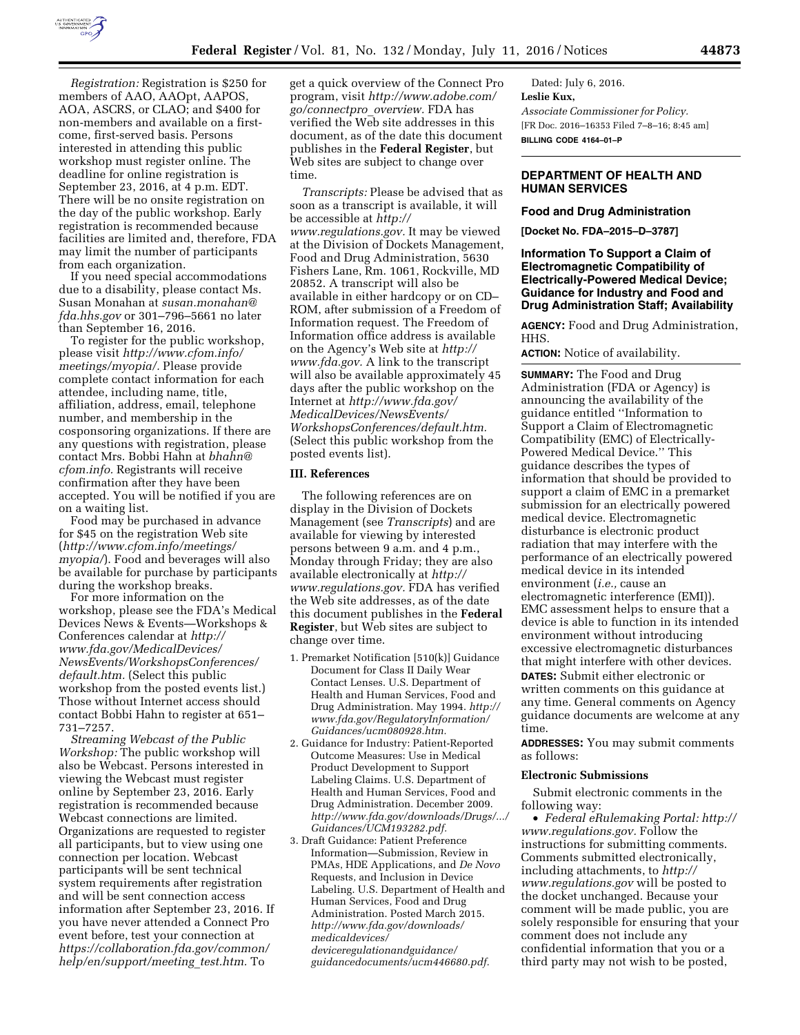*Registration:* Registration is $250 for members of AAO, AAOpt, AAPOS, AOA, ASCRS, or CLAO; and $400 for non-members and available on a first-come, first-served basis. Persons interested in attending this public workshop must register online. The deadline for online registration is September 23, 2016, at 4 p.m. EDT. There will be no onsite registration on the day of the public workshop. Early registration is recommended because facilities are limited and, therefore, FDA may limit the number of participants from each organization.

If you need special accommodations due to a disability, please contact Ms. Susan Monahan at *susan.monahan@fda.hhs.gov* or 301–796–5661 no later than September 16, 2016.

To register for the public workshop, please visit *http://www.cfom.info/meetings/myopia/.* Please provide complete contact information for each attendee, including name, title, affiliation, address, email, telephone number, and membership in the cosponsoring organizations. If there are any questions with registration, please contact Mrs. Bobbi Hahn at *bhahn@cfom.info.* Registrants will receive confirmation after they have been accepted. You will be notified if you are on a waiting list.

Food may be purchased in advance for $45 on the registration Web site (*http://www.cfom.info/meetings/myopia/*). Food and beverages will also be available for purchase by participants during the workshop breaks.

For more information on the workshop, please see the FDA's Medical Devices News & Events—Workshops & Conferences calendar at *http://www.fda.gov/MedicalDevices/NewsEvents/WorkshopsConferences/default.htm.* (Select this public workshop from the posted events list.) Those without Internet access should contact Bobbi Hahn to register at 651–731–7257.

*Streaming Webcast of the Public Workshop:* The public workshop will also be Webcast. Persons interested in viewing the Webcast must register online by September 23, 2016. Early registration is recommended because Webcast connections are limited. Organizations are requested to register all participants, but to view using one connection per location. Webcast participants will be sent technical system requirements after registration and will be sent connection access information after September 23, 2016. If you have never attended a Connect Pro event before, test your connection at *https://collaboration.fda.gov/common/help/en/support/meeting_test.htm.* To get a quick overview of the Connect Pro program, visit *http://www.adobe.com/go/connectpro_overview.* FDA has verified the Web site addresses in this document, as of the date this document publishes in the **Federal Register**, but Web sites are subject to change over time.

*Transcripts:* Please be advised that as soon as a transcript is available, it will be accessible at *http://www.regulations.gov.* It may be viewed at the Division of Dockets Management, Food and Drug Administration, 5630 Fishers Lane, Rm. 1061, Rockville, MD 20852. A transcript will also be available in either hardcopy or on CD–ROM, after submission of a Freedom of Information request. The Freedom of Information office address is available on the Agency's Web site at *http://www.fda.gov.* A link to the transcript will also be available approximately 45 days after the public workshop on the Internet at *http://www.fda.gov/MedicalDevices/NewsEvents/WorkshopsConferences/default.htm.* (Select this public workshop from the posted events list).

## III. References

The following references are on display in the Division of Dockets Management (see *Transcripts*) and are available for viewing by interested persons between 9 a.m. and 4 p.m., Monday through Friday; they are also available electronically at *http://www.regulations.gov.* FDA has verified the Web site addresses, as of the date this document publishes in the **Federal Register**, but Web sites are subject to change over time.

1. Premarket Notification [510(k)] Guidance Document for Class II Daily Wear Contact Lenses. U.S. Department of Health and Human Services, Food and Drug Administration. May 1994. *http://www.fda.gov/RegulatoryInformation/Guidances/ucm080928.htm.*
2. Guidance for Industry: Patient-Reported Outcome Measures: Use in Medical Product Development to Support Labeling Claims. U.S. Department of Health and Human Services, Food and Drug Administration. December 2009. *http://www.fda.gov/downloads/Drugs/.../Guidances/UCM193282.pdf.*
3. Draft Guidance: Patient Preference Information—Submission, Review in PMAs, HDE Applications, and *De Novo* Requests, and Inclusion in Device Labeling. U.S. Department of Health and Human Services, Food and Drug Administration. Posted March 2015. *http://www.fda.gov/downloads/medicaldevices/deviceregulationandguidance/guidancedocuments/ucm446680.pdf.*

Dated: July 6, 2016.

**Leslie Kux,**

*Associate Commissioner for Policy.*

[FR Doc. 2016–16353 Filed 7–8–16; 8:45 am]

**BILLING CODE 4164–01–P**

---

## DEPARTMENT OF HEALTH AND HUMAN SERVICES

### Food and Drug Administration

**[Docket No. FDA–2015–D–3787]**

### Information To Support a Claim of Electromagnetic Compatibility of Electrically-Powered Medical Device; Guidance for Industry and Food and Drug Administration Staff; Availability

**AGENCY:** Food and Drug Administration, HHS.

**ACTION:** Notice of availability.

**SUMMARY:** The Food and Drug Administration (FDA or Agency) is announcing the availability of the guidance entitled ''Information to Support a Claim of Electromagnetic Compatibility (EMC) of Electrically-Powered Medical Device.'' This guidance describes the types of information that should be provided to support a claim of EMC in a premarket submission for an electrically powered medical device. Electromagnetic disturbance is electronic product radiation that may interfere with the performance of an electrically powered medical device in its intended environment (*i.e.,* cause an electromagnetic interference (EMI)). EMC assessment helps to ensure that a device is able to function in its intended environment without introducing excessive electromagnetic disturbances that might interfere with other devices.

**DATES:** Submit either electronic or written comments on this guidance at any time. General comments on Agency guidance documents are welcome at any time.

**ADDRESSES:** You may submit comments as follows:

#### Electronic Submissions

Submit electronic comments in the following way:

- *Federal eRulemaking Portal: http://www.regulations.gov.* Follow the instructions for submitting comments. Comments submitted electronically, including attachments, to *http://www.regulations.gov* will be posted to the docket unchanged. Because your comment will be made public, you are solely responsible for ensuring that your comment does not include any confidential information that you or a third party may not wish to be posted,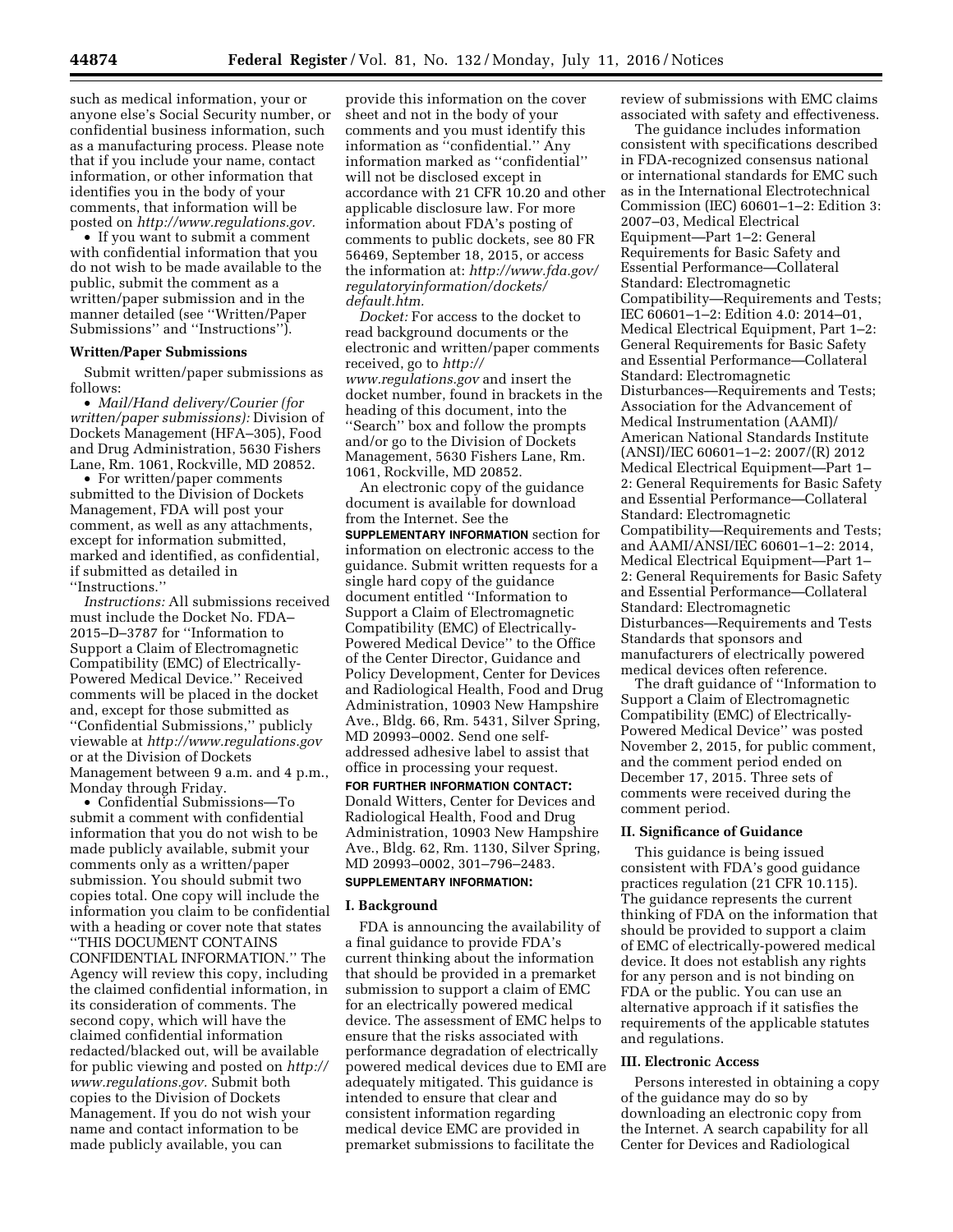such as medical information, your or anyone else's Social Security number, or confidential business information, such as a manufacturing process. Please note that if you include your name, contact information, or other information that identifies you in the body of your comments, that information will be posted on *http://www.regulations.gov.*

- If you want to submit a comment with confidential information that you do not wish to be made available to the public, submit the comment as a written/paper submission and in the manner detailed (see "Written/Paper Submissions" and "Instructions").

**Written/Paper Submissions**

Submit written/paper submissions as follows:

- *Mail/Hand delivery/Courier (for written/paper submissions):* Division of Dockets Management (HFA–305), Food and Drug Administration, 5630 Fishers Lane, Rm. 1061, Rockville, MD 20852.
- For written/paper comments submitted to the Division of Dockets Management, FDA will post your comment, as well as any attachments, except for information submitted, marked and identified, as confidential, if submitted as detailed in "Instructions."

*Instructions:* All submissions received must include the Docket No. FDA–2015–D–3787 for "Information to Support a Claim of Electromagnetic Compatibility (EMC) of Electrically-Powered Medical Device." Received comments will be placed in the docket and, except for those submitted as "Confidential Submissions," publicly viewable at *http://www.regulations.gov* or at the Division of Dockets Management between 9 a.m. and 4 p.m., Monday through Friday.

- Confidential Submissions—To submit a comment with confidential information that you do not wish to be made publicly available, submit your comments only as a written/paper submission. You should submit two copies total. One copy will include the information you claim to be confidential with a heading or cover note that states "THIS DOCUMENT CONTAINS CONFIDENTIAL INFORMATION." The Agency will review this copy, including the claimed confidential information, in its consideration of comments. The second copy, which will have the claimed confidential information redacted/blacked out, will be available for public viewing and posted on *http://www.regulations.gov.* Submit both copies to the Division of Dockets Management. If you do not wish your name and contact information to be made publicly available, you can provide this information on the cover sheet and not in the body of your comments and you must identify this information as "confidential." Any information marked as "confidential" will not be disclosed except in accordance with 21 CFR 10.20 and other applicable disclosure law. For more information about FDA's posting of comments to public dockets, see 80 FR 56469, September 18, 2015, or access the information at: *http://www.fda.gov/regulatoryinformation/dockets/default.htm.*

*Docket:* For access to the docket to read background documents or the electronic and written/paper comments received, go to *http://www.regulations.gov* and insert the docket number, found in brackets in the heading of this document, into the "Search" box and follow the prompts and/or go to the Division of Dockets Management, 5630 Fishers Lane, Rm. 1061, Rockville, MD 20852.

An electronic copy of the guidance document is available for download from the Internet. See the **SUPPLEMENTARY INFORMATION** section for information on electronic access to the guidance. Submit written requests for a single hard copy of the guidance document entitled "Information to Support a Claim of Electromagnetic Compatibility (EMC) of Electrically-Powered Medical Device" to the Office of the Center Director, Guidance and Policy Development, Center for Devices and Radiological Health, Food and Drug Administration, 10903 New Hampshire Ave., Bldg. 66, Rm. 5431, Silver Spring, MD 20993–0002. Send one self-addressed adhesive label to assist that office in processing your request.

**FOR FURTHER INFORMATION CONTACT:** Donald Witters, Center for Devices and Radiological Health, Food and Drug Administration, 10903 New Hampshire Ave., Bldg. 62, Rm. 1130, Silver Spring, MD 20993–0002, 301–796–2483.

**SUPPLEMENTARY INFORMATION:**

## I. Background

FDA is announcing the availability of a final guidance to provide FDA's current thinking about the information that should be provided in a premarket submission to support a claim of EMC for an electrically powered medical device. The assessment of EMC helps to ensure that the risks associated with performance degradation of electrically powered medical devices due to EMI are adequately mitigated. This guidance is intended to ensure that clear and consistent information regarding medical device EMC are provided in premarket submissions to facilitate the review of submissions with EMC claims associated with safety and effectiveness.

The guidance includes information consistent with specifications described in FDA-recognized consensus national or international standards for EMC such as in the International Electrotechnical Commission (IEC) 60601–1–2: Edition 3: 2007–03, Medical Electrical Equipment—Part 1–2: General Requirements for Basic Safety and Essential Performance—Collateral Standard: Electromagnetic Compatibility—Requirements and Tests; IEC 60601–1–2: Edition 4.0: 2014–01, Medical Electrical Equipment, Part 1–2: General Requirements for Basic Safety and Essential Performance—Collateral Standard: Electromagnetic Disturbances—Requirements and Tests; Association for the Advancement of Medical Instrumentation (AAMI)/American National Standards Institute (ANSI)/IEC 60601–1–2: 2007/(R) 2012 Medical Electrical Equipment—Part 1–2: General Requirements for Basic Safety and Essential Performance—Collateral Standard: Electromagnetic Compatibility—Requirements and Tests; and AAMI/ANSI/IEC 60601–1–2: 2014, Medical Electrical Equipment—Part 1–2: General Requirements for Basic Safety and Essential Performance—Collateral Standard: Electromagnetic Disturbances—Requirements and Tests Standards that sponsors and manufacturers of electrically powered medical devices often reference.

The draft guidance of "Information to Support a Claim of Electromagnetic Compatibility (EMC) of Electrically-Powered Medical Device" was posted November 2, 2015, for public comment, and the comment period ended on December 17, 2015. Three sets of comments were received during the comment period.

## II. Significance of Guidance

This guidance is being issued consistent with FDA's good guidance practices regulation (21 CFR 10.115). The guidance represents the current thinking of FDA on the information that should be provided to support a claim of EMC of electrically-powered medical device. It does not establish any rights for any person and is not binding on FDA or the public. You can use an alternative approach if it satisfies the requirements of the applicable statutes and regulations.

## III. Electronic Access

Persons interested in obtaining a copy of the guidance may do so by downloading an electronic copy from the Internet. A search capability for all Center for Devices and Radiological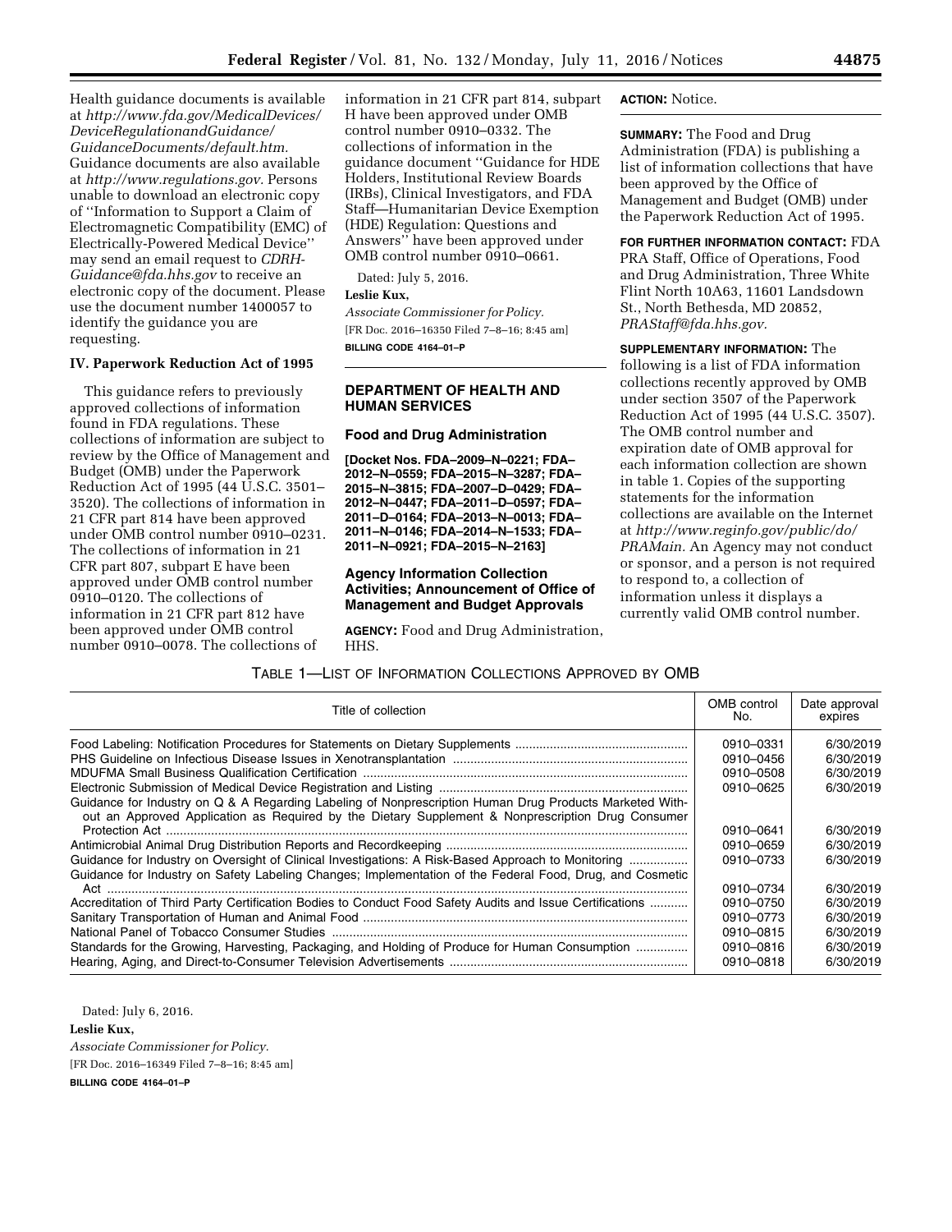Health guidance documents is available at *http://www.fda.gov/MedicalDevices/DeviceRegulationandGuidance/GuidanceDocuments/default.htm.* Guidance documents are also available at *http://www.regulations.gov.* Persons unable to download an electronic copy of ''Information to Support a Claim of Electromagnetic Compatibility (EMC) of Electrically-Powered Medical Device'' may send an email request to *CDRH-Guidance@fda.hhs.gov* to receive an electronic copy of the document. Please use the document number 1400057 to identify the guidance you are requesting.

### IV. Paperwork Reduction Act of 1995

This guidance refers to previously approved collections of information found in FDA regulations. These collections of information are subject to review by the Office of Management and Budget (OMB) under the Paperwork Reduction Act of 1995 (44 U.S.C. 3501–3520). The collections of information in 21 CFR part 814 have been approved under OMB control number 0910–0231. The collections of information in 21 CFR part 807, subpart E have been approved under OMB control number 0910–0120. The collections of information in 21 CFR part 812 have been approved under OMB control number 0910–0078. The collections of information in 21 CFR part 814, subpart H have been approved under OMB control number 0910–0332. The collections of information in the guidance document ''Guidance for HDE Holders, Institutional Review Boards (IRBs), Clinical Investigators, and FDA Staff—Humanitarian Device Exemption (HDE) Regulation: Questions and Answers'' have been approved under OMB control number 0910–0661.

Dated: July 5, 2016.

**Leslie Kux,**

*Associate Commissioner for Policy.*

[FR Doc. 2016–16350 Filed 7–8–16; 8:45 am]

**BILLING CODE 4164–01–P**

---

## DEPARTMENT OF HEALTH AND HUMAN SERVICES

### Food and Drug Administration

**[Docket Nos. FDA–2009–N–0221; FDA–2012–N–0559; FDA–2015–N–3287; FDA–2015–N–3815; FDA–2007–D–0429; FDA–2012–N–0447; FDA–2011–D–0597; FDA–2011–D–0164; FDA–2013–N–0013; FDA–2011–N–0146; FDA–2014–N–1533; FDA–2011–N–0921; FDA–2015–N–2163]**

### Agency Information Collection Activities; Announcement of Office of Management and Budget Approvals

**AGENCY:** Food and Drug Administration, HHS.

**ACTION:** Notice.

**SUMMARY:** The Food and Drug Administration (FDA) is publishing a list of information collections that have been approved by the Office of Management and Budget (OMB) under the Paperwork Reduction Act of 1995.

**FOR FURTHER INFORMATION CONTACT:** FDA PRA Staff, Office of Operations, Food and Drug Administration, Three White Flint North 10A63, 11601 Landsdown St., North Bethesda, MD 20852, *PRAStaff@fda.hhs.gov.*

**SUPPLEMENTARY INFORMATION:** The following is a list of FDA information collections recently approved by OMB under section 3507 of the Paperwork Reduction Act of 1995 (44 U.S.C. 3507). The OMB control number and expiration date of OMB approval for each information collection are shown in table 1. Copies of the supporting statements for the information collections are available on the Internet at *http://www.reginfo.gov/public/do/PRAMain.* An Agency may not conduct or sponsor, and a person is not required to respond to, a collection of information unless it displays a currently valid OMB control number.

TABLE 1—LIST OF INFORMATION COLLECTIONS APPROVED BY OMB

| Title of collection | OMB control No. | Date approval expires |
|---|---|---|
| Food Labeling: Notification Procedures for Statements on Dietary Supplements | 0910–0331 | 6/30/2019 |
| PHS Guideline on Infectious Disease Issues in Xenotransplantation | 0910–0456 | 6/30/2019 |
| MDUFMA Small Business Qualification Certification | 0910–0508 | 6/30/2019 |
| Electronic Submission of Medical Device Registration and Listing | 0910–0625 | 6/30/2019 |
| Guidance for Industry on Q & A Regarding Labeling of Nonprescription Human Drug Products Marketed Without an Approved Application as Required by the Dietary Supplement & Nonprescription Drug Consumer Protection Act | 0910–0641 | 6/30/2019 |
| Antimicrobial Animal Drug Distribution Reports and Recordkeeping | 0910–0659 | 6/30/2019 |
| Guidance for Industry on Oversight of Clinical Investigations: A Risk-Based Approach to Monitoring | 0910–0733 | 6/30/2019 |
| Guidance for Industry on Safety Labeling Changes; Implementation of the Federal Food, Drug, and Cosmetic Act | 0910–0734 | 6/30/2019 |
| Accreditation of Third Party Certification Bodies to Conduct Food Safety Audits and Issue Certifications | 0910–0750 | 6/30/2019 |
| Sanitary Transportation of Human and Animal Food | 0910–0773 | 6/30/2019 |
| National Panel of Tobacco Consumer Studies | 0910–0815 | 6/30/2019 |
| Standards for the Growing, Harvesting, Packaging, and Holding of Produce for Human Consumption | 0910–0816 | 6/30/2019 |
| Hearing, Aging, and Direct-to-Consumer Television Advertisements | 0910–0818 | 6/30/2019 |

Dated: July 6, 2016.

**Leslie Kux,**

*Associate Commissioner for Policy.*

[FR Doc. 2016–16349 Filed 7–8–16; 8:45 am]

**BILLING CODE 4164–01–P**